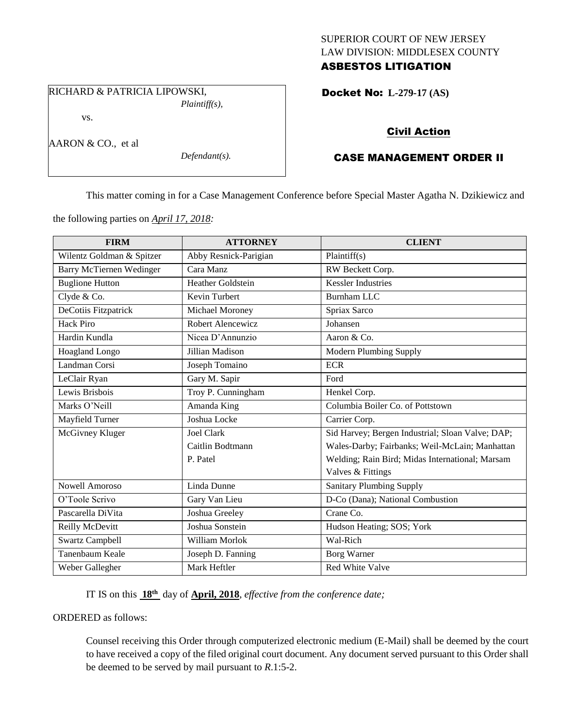SUPERIOR COURT OF NEW JERSEY
LAW DIVISION: MIDDLESEX COUNTY
**ASBESTOS LITIGATION**

RICHARD & PATRICIA LIPOWSKI,
*Plaintiff(s),*

vs.

AARON & CO., et al
*Defendant(s).*

**Docket No: L-279-17 (AS)**

**Civil Action**

**CASE MANAGEMENT ORDER II**

This matter coming in for a Case Management Conference before Special Master Agatha N. Dzikiewicz and the following parties on *April 17, 2018:*

| FIRM | ATTORNEY | CLIENT |
|---|---|---|
| Wilentz Goldman & Spitzer | Abby Resnick-Parigian | Plaintiff(s) |
| Barry McTiernen Wedinger | Cara Manz | RW Beckett Corp. |
| Buglione Hutton | Heather Goldstein | Kessler Industries |
| Clyde & Co. | Kevin Turbert | Burnham LLC |
| DeCotiis Fitzpatrick | Michael Moroney | Spriax Sarco |
| Hack Piro | Robert Alencewicz | Johansen |
| Hardin Kundla | Nicea D'Annunzio | Aaron & Co. |
| Hoagland Longo | Jillian Madison | Modern Plumbing Supply |
| Landman Corsi | Joseph Tomaino | ECR |
| LeClair Ryan | Gary M. Sapir | Ford |
| Lewis Brisbois | Troy P. Cunningham | Henkel Corp. |
| Marks O'Neill | Amanda King | Columbia Boiler Co. of Pottstown |
| Mayfield Turner | Joshua Locke | Carrier Corp. |
| McGivney Kluger | Joel Clark<br>Caitlin Bodtmann<br>P. Patel | Sid Harvey; Bergen Industrial; Sloan Valve; DAP; Wales-Darby; Fairbanks; Weil-McLain; Manhattan Welding; Rain Bird; Midas International; Marsam Valves & Fittings |
| Nowell Amoroso | Linda Dunne | Sanitary Plumbing Supply |
| O'Toole Scrivo | Gary Van Lieu | D-Co (Dana); National Combustion |
| Pascarella DiVita | Joshua Greeley | Crane Co. |
| Reilly McDevitt | Joshua Sonstein | Hudson Heating; SOS; York |
| Swartz Campbell | William Morlok | Wal-Rich |
| Tanenbaum Keale | Joseph D. Fanning | Borg Warner |
| Weber Gallegher | Mark Heftler | Red White Valve |

IT IS on this **18th** day of **April, 2018**, *effective from the conference date;*

ORDERED as follows:

Counsel receiving this Order through computerized electronic medium (E-Mail) shall be deemed by the court to have received a copy of the filed original court document. Any document served pursuant to this Order shall be deemed to be served by mail pursuant to *R*.1:5-2.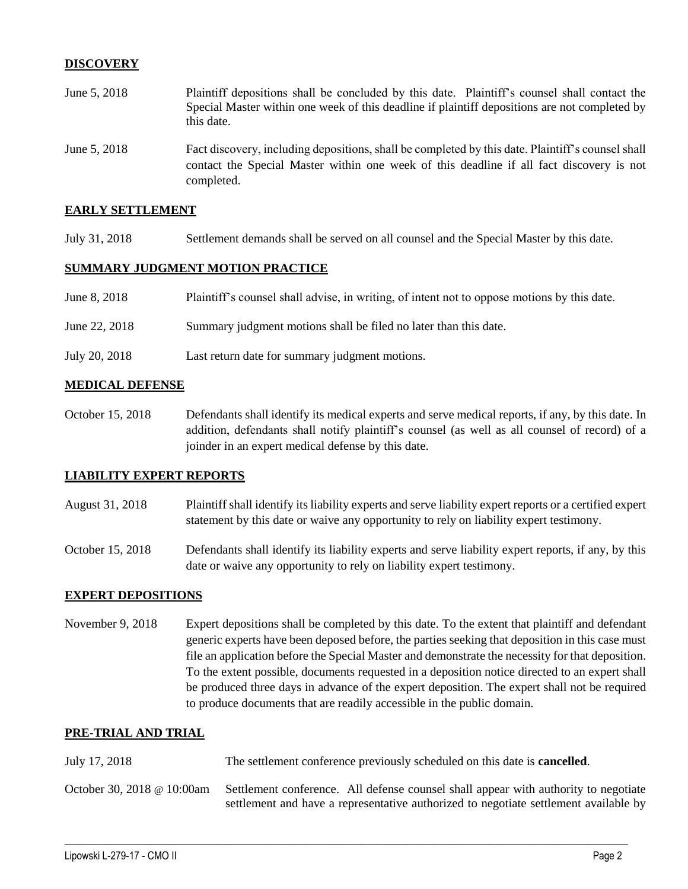## DISCOVERY

| | |
|---|---|
| June 5, 2018 | Plaintiff depositions shall be concluded by this date. Plaintiff's counsel shall contact the Special Master within one week of this deadline if plaintiff depositions are not completed by this date. |
| June 5, 2018 | Fact discovery, including depositions, shall be completed by this date. Plaintiff's counsel shall contact the Special Master within one week of this deadline if all fact discovery is not completed. |

## EARLY SETTLEMENT

| | |
|---|---|
| July 31, 2018 | Settlement demands shall be served on all counsel and the Special Master by this date. |

## SUMMARY JUDGMENT MOTION PRACTICE

| | |
|---|---|
| June 8, 2018 | Plaintiff's counsel shall advise, in writing, of intent not to oppose motions by this date. |
| June 22, 2018 | Summary judgment motions shall be filed no later than this date. |
| July 20, 2018 | Last return date for summary judgment motions. |

## MEDICAL DEFENSE

| | |
|---|---|
| October 15, 2018 | Defendants shall identify its medical experts and serve medical reports, if any, by this date. In addition, defendants shall notify plaintiff's counsel (as well as all counsel of record) of a joinder in an expert medical defense by this date. |

## LIABILITY EXPERT REPORTS

| | |
|---|---|
| August 31, 2018 | Plaintiff shall identify its liability experts and serve liability expert reports or a certified expert statement by this date or waive any opportunity to rely on liability expert testimony. |
| October 15, 2018 | Defendants shall identify its liability experts and serve liability expert reports, if any, by this date or waive any opportunity to rely on liability expert testimony. |

## EXPERT DEPOSITIONS

| | |
|---|---|
| November 9, 2018 | Expert depositions shall be completed by this date. To the extent that plaintiff and defendant generic experts have been deposed before, the parties seeking that deposition in this case must file an application before the Special Master and demonstrate the necessity for that deposition. To the extent possible, documents requested in a deposition notice directed to an expert shall be produced three days in advance of the expert deposition. The expert shall not be required to produce documents that are readily accessible in the public domain. |

## PRE-TRIAL AND TRIAL

| | |
|---|---|
| July 17, 2018 | The settlement conference previously scheduled on this date is **cancelled**. |
| October 30, 2018 @ 10:00am | Settlement conference. All defense counsel shall appear with authority to negotiate settlement and have a representative authorized to negotiate settlement available by |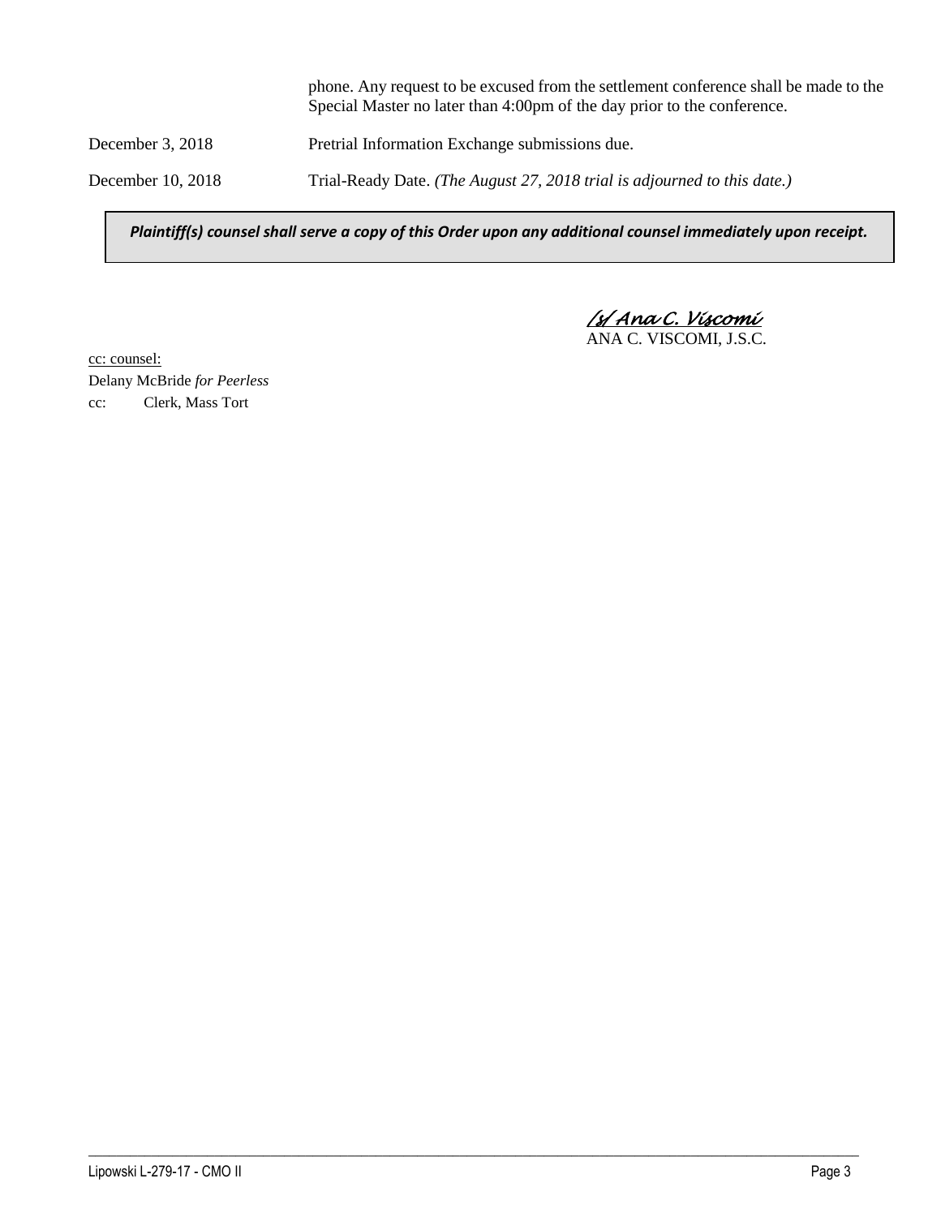| | |
|---|---|
| | phone. Any request to be excused from the settlement conference shall be made to the Special Master no later than 4:00pm of the day prior to the conference. |
| December 3, 2018 | Pretrial Information Exchange submissions due. |
| December 10, 2018 | Trial-Ready Date. *(The August 27, 2018 trial is adjourned to this date.)* |

***Plaintiff(s) counsel shall serve a copy of this Order upon any additional counsel immediately upon receipt.***

*/s/ Ana C. Viscomi*
ANA C. VISCOMI, J.S.C.

cc: counsel:
Delany McBride *for Peerless*
cc: Clerk, Mass Tort